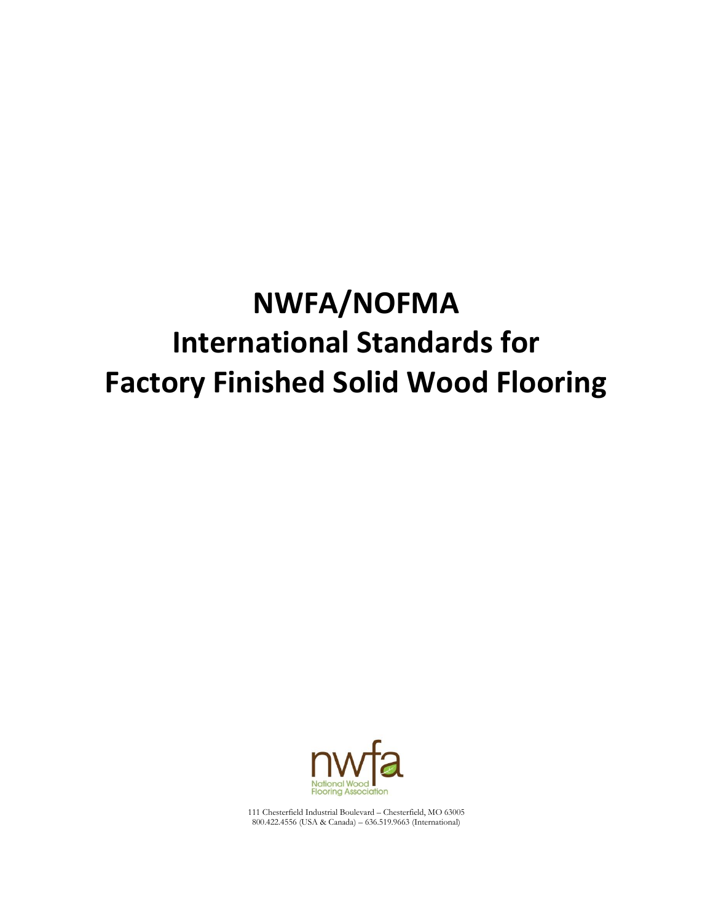# NWFA/NOFMA International Standards for Factory Finished Solid Wood Flooring

nwfa
National Wood Flooring Association

111 Chesterfield Industrial Boulevard – Chesterfield, MO 63005
800.422.4556 (USA & Canada) – 636.519.9663 (International)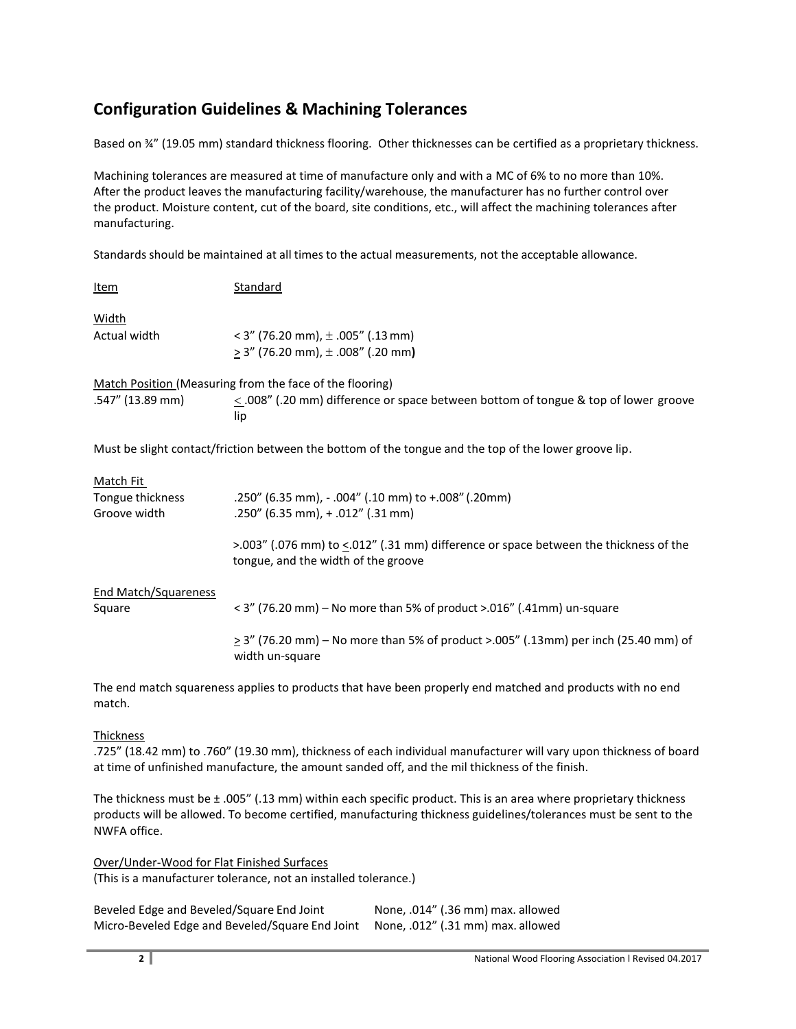## Configuration Guidelines & Machining Tolerances

Based on ¾" (19.05 mm) standard thickness flooring. Other thicknesses can be certified as a proprietary thickness.

Machining tolerances are measured at time of manufacture only and with a MC of 6% to no more than 10%. After the product leaves the manufacturing facility/warehouse, the manufacturer has no further control over the product. Moisture content, cut of the board, site conditions, etc., will affect the machining tolerances after manufacturing.

Standards should be maintained at all times to the actual measurements, not the acceptable allowance.

| Item | Standard |
|---|---|
| Width | |
| Actual width | < 3" (76.20 mm), ± .005" (.13 mm) |
| | ≥ 3" (76.20 mm), ± .008" (.20 mm) |

Match Position (Measuring from the face of the flooring)

| | |
|---|---|
| .547" (13.89 mm) | ≤ .008" (.20 mm) difference or space between bottom of tongue & top of lower groove lip |

Must be slight contact/friction between the bottom of the tongue and the top of the lower groove lip.

| Match Fit | |
|---|---|
| Tongue thickness | .250" (6.35 mm), - .004" (.10 mm) to +.008" (.20mm) |
| Groove width | .250" (6.35 mm), + .012" (.31 mm) |
| | >.003" (.076 mm) to ≤.012" (.31 mm) difference or space between the thickness of the tongue, and the width of the groove |

| End Match/Squareness | |
|---|---|
| Square | < 3" (76.20 mm) – No more than 5% of product >.016" (.41mm) un-square |
| | ≥ 3" (76.20 mm) – No more than 5% of product >.005" (.13mm) per inch (25.40 mm) of width un-square |

The end match squareness applies to products that have been properly end matched and products with no end match.

Thickness

.725" (18.42 mm) to .760" (19.30 mm), thickness of each individual manufacturer will vary upon thickness of board at time of unfinished manufacture, the amount sanded off, and the mil thickness of the finish.

The thickness must be ± .005" (.13 mm) within each specific product. This is an area where proprietary thickness products will be allowed. To become certified, manufacturing thickness guidelines/tolerances must be sent to the NWFA office.

Over/Under-Wood for Flat Finished Surfaces
(This is a manufacturer tolerance, not an installed tolerance.)

| | |
|---|---|
| Beveled Edge and Beveled/Square End Joint | None, .014" (.36 mm) max. allowed |
| Micro-Beveled Edge and Beveled/Square End Joint | None, .012" (.31 mm) max. allowed |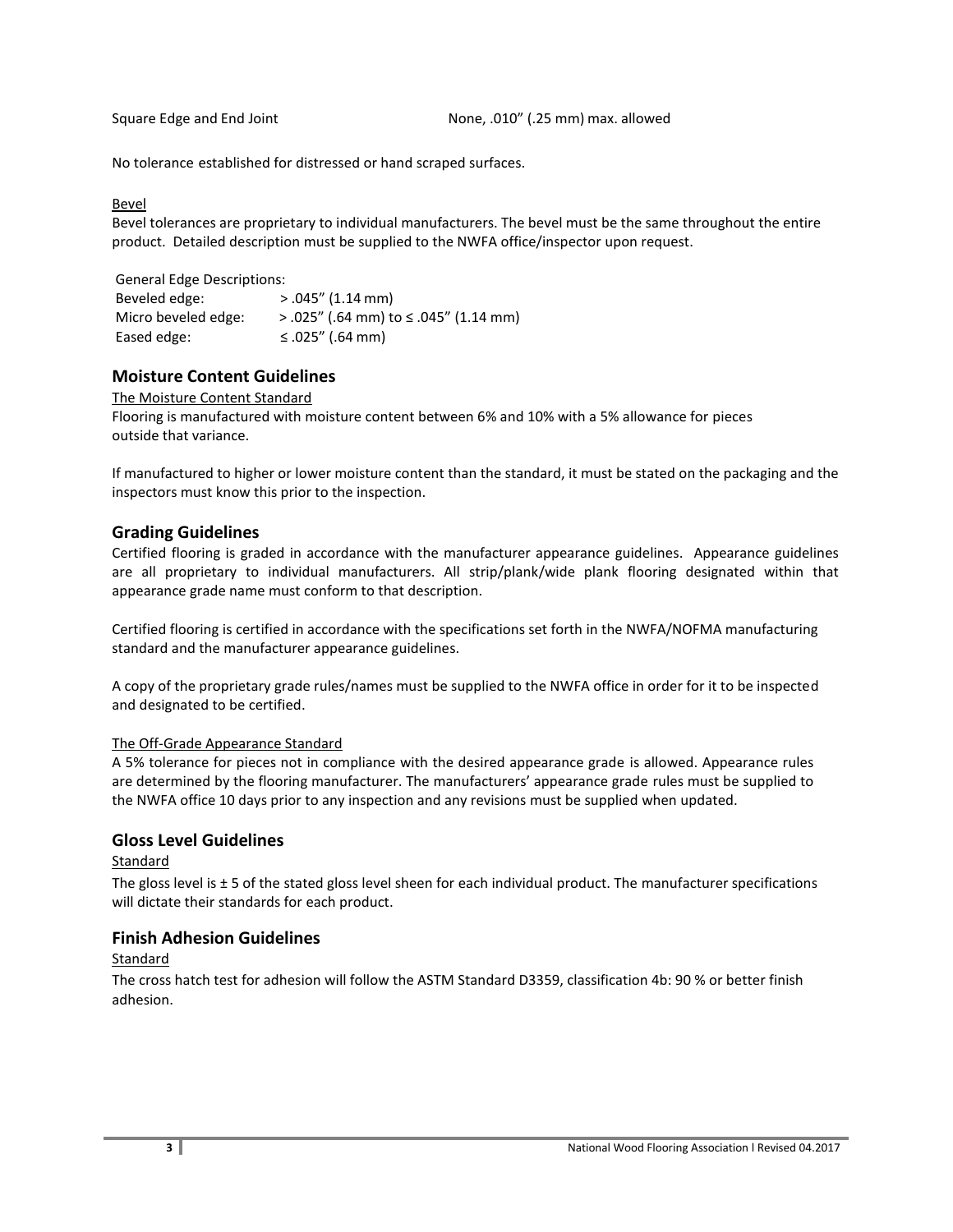| | |
|---|---|
| Square Edge and End Joint | None, .010" (.25 mm) max. allowed |

No tolerance established for distressed or hand scraped surfaces.

Bevel

Bevel tolerances are proprietary to individual manufacturers. The bevel must be the same throughout the entire product. Detailed description must be supplied to the NWFA office/inspector upon request.

General Edge Descriptions:

| | |
|---|---|
| Beveled edge: | > .045" (1.14 mm) |
| Micro beveled edge: | > .025" (.64 mm) to ≤ .045" (1.14 mm) |
| Eased edge: | ≤ .025" (.64 mm) |

## Moisture Content Guidelines

The Moisture Content Standard

Flooring is manufactured with moisture content between 6% and 10% with a 5% allowance for pieces outside that variance.

If manufactured to higher or lower moisture content than the standard, it must be stated on the packaging and the inspectors must know this prior to the inspection.

## Grading Guidelines

Certified flooring is graded in accordance with the manufacturer appearance guidelines. Appearance guidelines are all proprietary to individual manufacturers. All strip/plank/wide plank flooring designated within that appearance grade name must conform to that description.

Certified flooring is certified in accordance with the specifications set forth in the NWFA/NOFMA manufacturing standard and the manufacturer appearance guidelines.

A copy of the proprietary grade rules/names must be supplied to the NWFA office in order for it to be inspected and designated to be certified.

The Off-Grade Appearance Standard

A 5% tolerance for pieces not in compliance with the desired appearance grade is allowed. Appearance rules are determined by the flooring manufacturer. The manufacturers' appearance grade rules must be supplied to the NWFA office 10 days prior to any inspection and any revisions must be supplied when updated.

## Gloss Level Guidelines

Standard

The gloss level is ± 5 of the stated gloss level sheen for each individual product. The manufacturer specifications will dictate their standards for each product.

## Finish Adhesion Guidelines

Standard

The cross hatch test for adhesion will follow the ASTM Standard D3359, classification 4b: 90 % or better finish adhesion.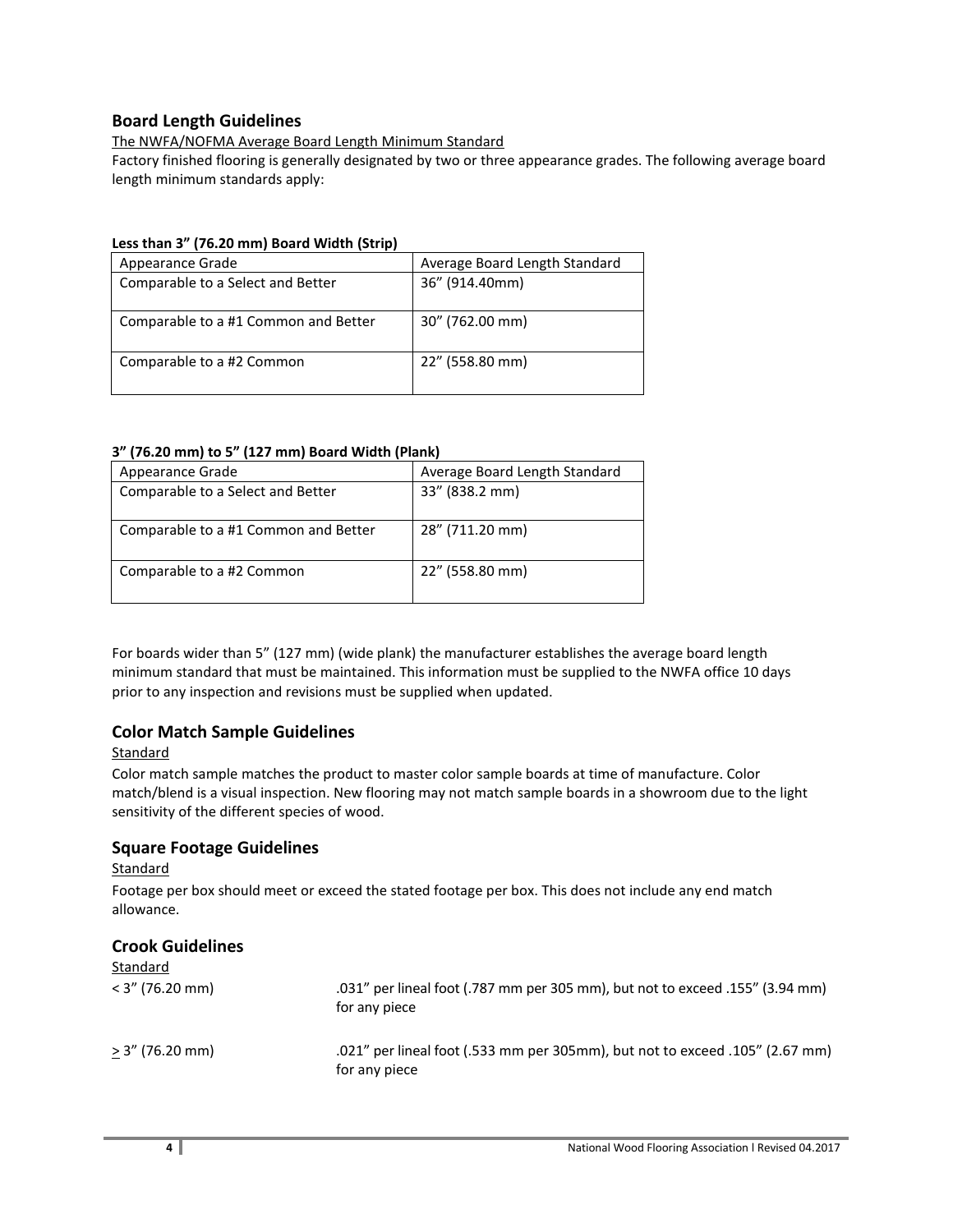## Board Length Guidelines

The NWFA/NOFMA Average Board Length Minimum Standard

Factory finished flooring is generally designated by two or three appearance grades. The following average board length minimum standards apply:

**Less than 3" (76.20 mm) Board Width (Strip)**

| Appearance Grade | Average Board Length Standard |
| --- | --- |
| Comparable to a Select and Better | 36" (914.40mm) |
| Comparable to a #1 Common and Better | 30" (762.00 mm) |
| Comparable to a #2 Common | 22" (558.80 mm) |

**3" (76.20 mm) to 5" (127 mm) Board Width (Plank)**

| Appearance Grade | Average Board Length Standard |
| --- | --- |
| Comparable to a Select and Better | 33" (838.2 mm) |
| Comparable to a #1 Common and Better | 28" (711.20 mm) |
| Comparable to a #2 Common | 22" (558.80 mm) |

For boards wider than 5" (127 mm) (wide plank) the manufacturer establishes the average board length minimum standard that must be maintained. This information must be supplied to the NWFA office 10 days prior to any inspection and revisions must be supplied when updated.

## Color Match Sample Guidelines

Standard

Color match sample matches the product to master color sample boards at time of manufacture. Color match/blend is a visual inspection. New flooring may not match sample boards in a showroom due to the light sensitivity of the different species of wood.

## Square Footage Guidelines

Standard

Footage per box should meet or exceed the stated footage per box. This does not include any end match allowance.

## Crook Guidelines

Standard

| | |
| --- | --- |
| < 3" (76.20 mm) | .031" per lineal foot (.787 mm per 305 mm), but not to exceed .155" (3.94 mm) for any piece |
| ≥ 3" (76.20 mm) | .021" per lineal foot (.533 mm per 305mm), but not to exceed .105" (2.67 mm) for any piece |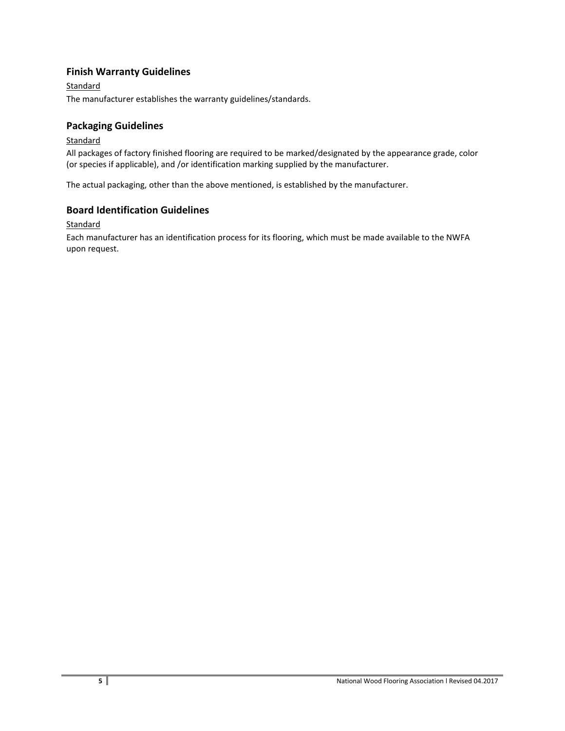## Finish Warranty Guidelines

Standard

The manufacturer establishes the warranty guidelines/standards.

## Packaging Guidelines

Standard

All packages of factory finished flooring are required to be marked/designated by the appearance grade, color (or species if applicable), and /or identification marking supplied by the manufacturer.

The actual packaging, other than the above mentioned, is established by the manufacturer.

## Board Identification Guidelines

Standard

Each manufacturer has an identification process for its flooring, which must be made available to the NWFA upon request.